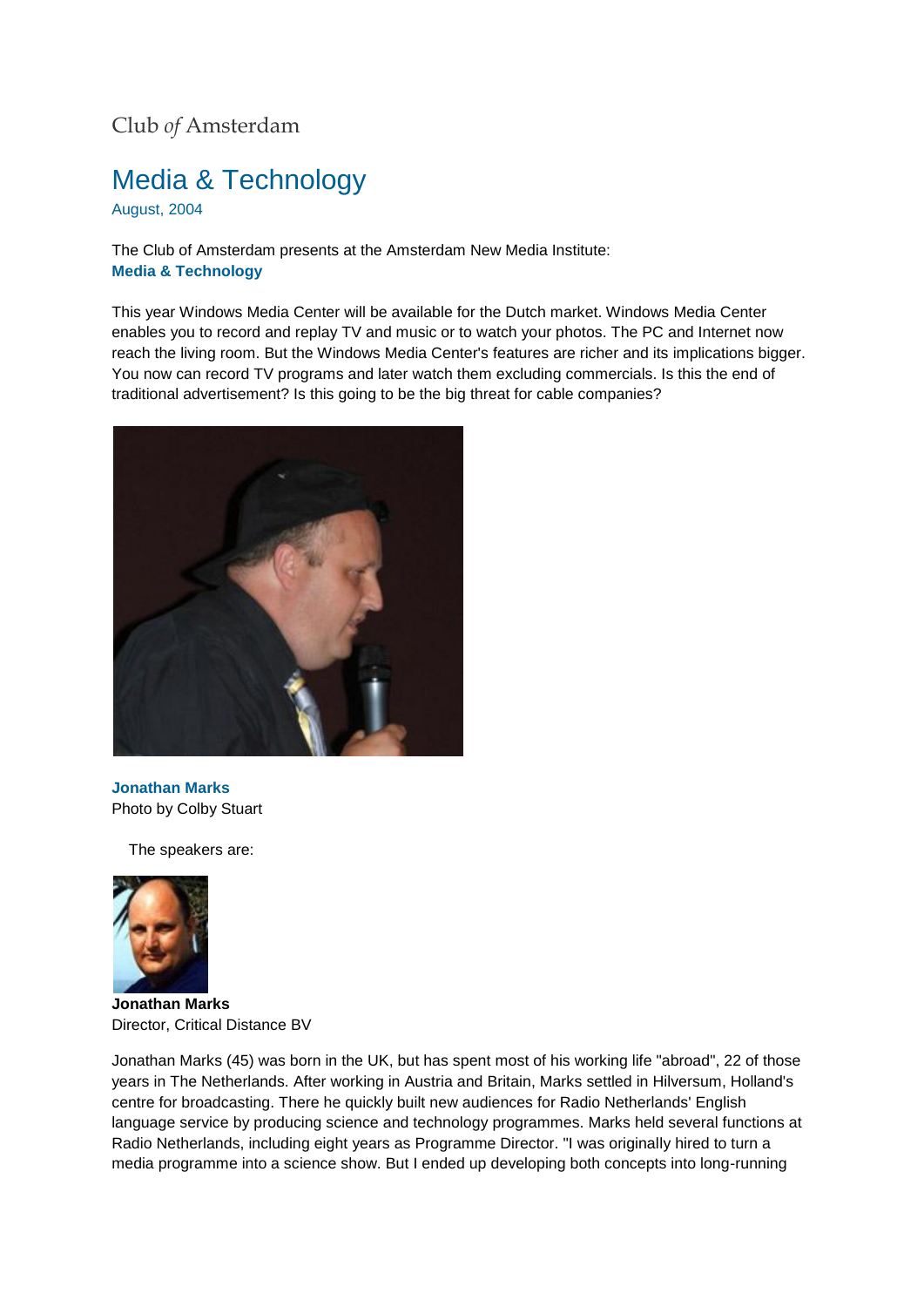Club *of* Amsterdam

# Media & Technology

August, 2004

The Club of Amsterdam presents at the Amsterdam New Media Institute:
**Media & Technology**

This year Windows Media Center will be available for the Dutch market. Windows Media Center enables you to record and replay TV and music or to watch your photos. The PC and Internet now reach the living room. But the Windows Media Center's features are richer and its implications bigger. You now can record TV programs and later watch them excluding commercials. Is this the end of traditional advertisement? Is this going to be the big threat for cable companies?

**Jonathan Marks**
Photo by Colby Stuart

The speakers are:

**Jonathan Marks**
Director, Critical Distance BV

Jonathan Marks (45) was born in the UK, but has spent most of his working life "abroad", 22 of those years in The Netherlands. After working in Austria and Britain, Marks settled in Hilversum, Holland's centre for broadcasting. There he quickly built new audiences for Radio Netherlands' English language service by producing science and technology programmes. Marks held several functions at Radio Netherlands, including eight years as Programme Director. "I was originally hired to turn a media programme into a science show. But I ended up developing both concepts into long-running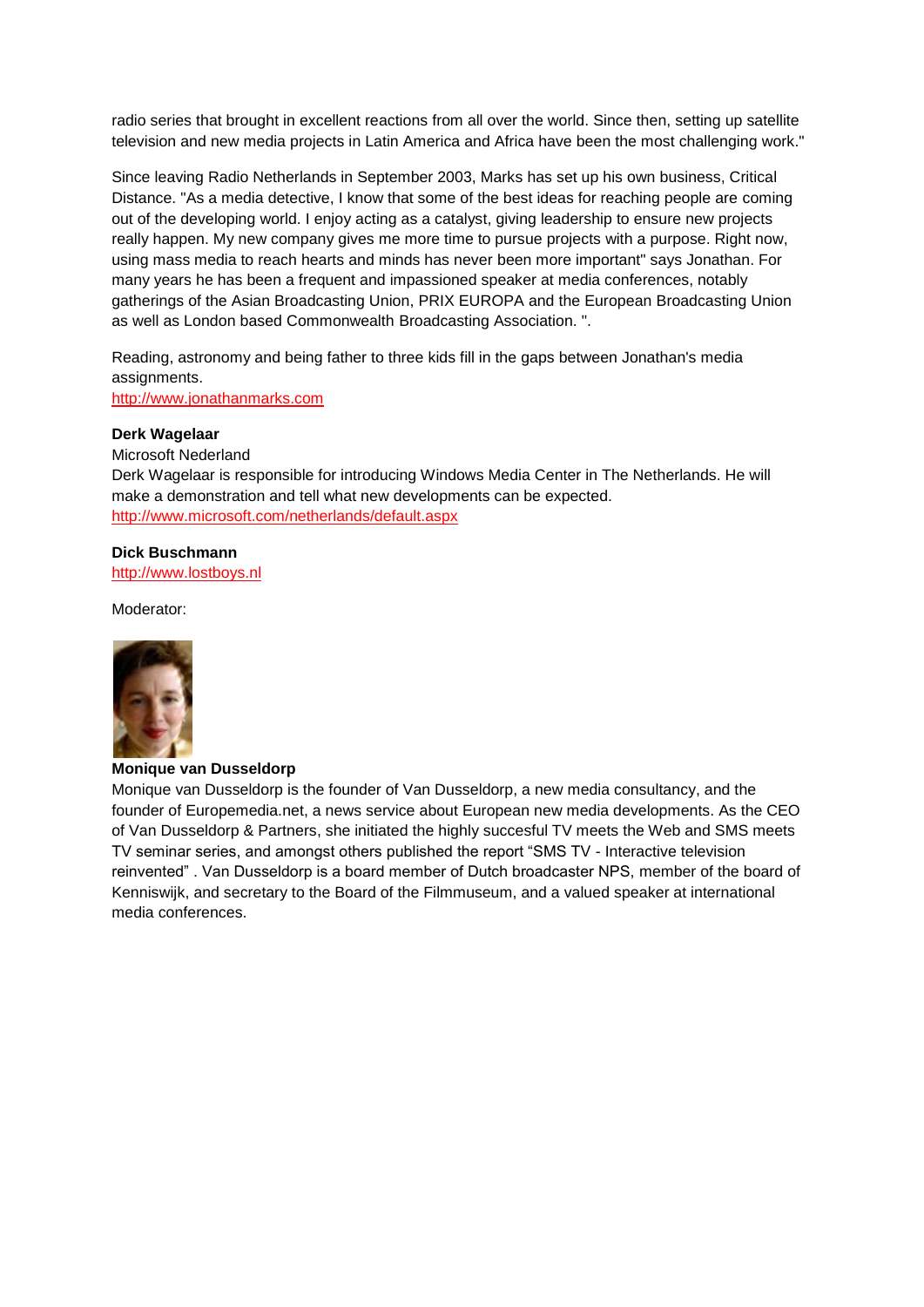radio series that brought in excellent reactions from all over the world. Since then, setting up satellite television and new media projects in Latin America and Africa have been the most challenging work."

Since leaving Radio Netherlands in September 2003, Marks has set up his own business, Critical Distance. "As a media detective, I know that some of the best ideas for reaching people are coming out of the developing world. I enjoy acting as a catalyst, giving leadership to ensure new projects really happen. My new company gives me more time to pursue projects with a purpose. Right now, using mass media to reach hearts and minds has never been more important" says Jonathan. For many years he has been a frequent and impassioned speaker at media conferences, notably gatherings of the Asian Broadcasting Union, PRIX EUROPA and the European Broadcasting Union as well as London based Commonwealth Broadcasting Association. ".

Reading, astronomy and being father to three kids fill in the gaps between Jonathan's media assignments.
http://www.jonathanmarks.com

**Derk Wagelaar**
Microsoft Nederland
Derk Wagelaar is responsible for introducing Windows Media Center in The Netherlands. He will make a demonstration and tell what new developments can be expected.
http://www.microsoft.com/netherlands/default.aspx

**Dick Buschmann**
http://www.lostboys.nl

Moderator:

**Monique van Dusseldorp**
Monique van Dusseldorp is the founder of Van Dusseldorp, a new media consultancy, and the founder of Europemedia.net, a news service about European new media developments. As the CEO of Van Dusseldorp & Partners, she initiated the highly succesful TV meets the Web and SMS meets TV seminar series, and amongst others published the report "SMS TV - Interactive television reinvented" . Van Dusseldorp is a board member of Dutch broadcaster NPS, member of the board of Kenniswijk, and secretary to the Board of the Filmmuseum, and a valued speaker at international media conferences.